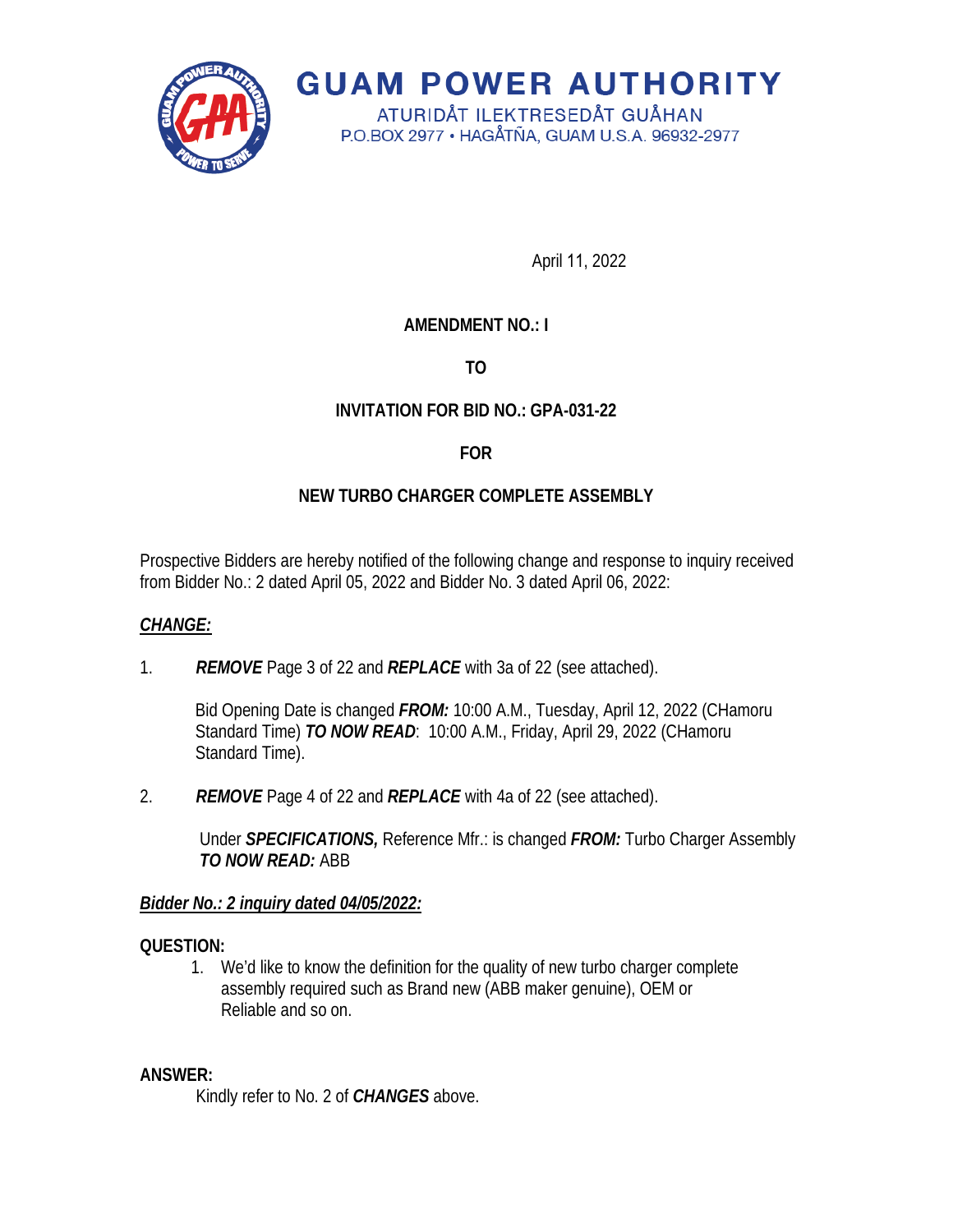# GUAM POWER AUTHORITY

ATURIDÅT ILEKTRESEDÅT GUÅHAN
P.O.BOX 2977 • HAGÅTÑA, GUAM U.S.A. 96932-2977

April 11, 2022

**AMENDMENT NO.: I**

**TO**

**INVITATION FOR BID NO.: GPA-031-22**

**FOR**

**NEW TURBO CHARGER COMPLETE ASSEMBLY**

Prospective Bidders are hereby notified of the following change and response to inquiry received from Bidder No.: 2 dated April 05, 2022 and Bidder No. 3 dated April 06, 2022:

***CHANGE:***

1. ***REMOVE*** Page 3 of 22 and ***REPLACE*** with 3a of 22 (see attached).

   Bid Opening Date is changed ***FROM:*** 10:00 A.M., Tuesday, April 12, 2022 (CHamoru Standard Time) ***TO NOW READ***: 10:00 A.M., Friday, April 29, 2022 (CHamoru Standard Time).

2. ***REMOVE*** Page 4 of 22 and ***REPLACE*** with 4a of 22 (see attached).

   Under ***SPECIFICATIONS,*** Reference Mfr.: is changed ***FROM:*** Turbo Charger Assembly ***TO NOW READ:*** ABB

***Bidder No.: 2 inquiry dated 04/05/2022:***

**QUESTION:**

1. We'd like to know the definition for the quality of new turbo charger complete assembly required such as Brand new (ABB maker genuine), OEM or Reliable and so on.

**ANSWER:**

Kindly refer to No. 2 of ***CHANGES*** above.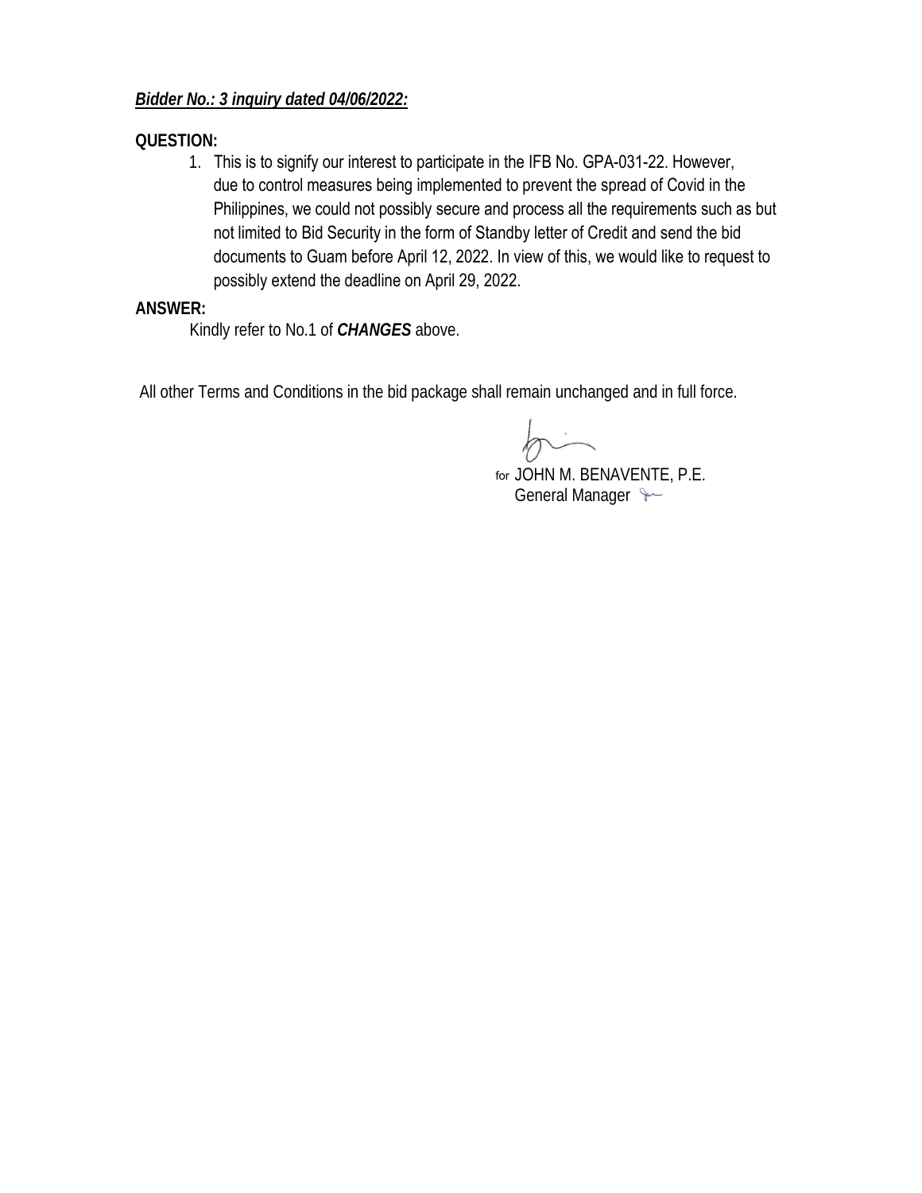***Bidder No.: 3 inquiry dated 04/06/2022:***

**QUESTION:**

1. This is to signify our interest to participate in the IFB No. GPA-031-22. However, due to control measures being implemented to prevent the spread of Covid in the Philippines, we could not possibly secure and process all the requirements such as but not limited to Bid Security in the form of Standby letter of Credit and send the bid documents to Guam before April 12, 2022. In view of this, we would like to request to possibly extend the deadline on April 29, 2022.

**ANSWER:**

Kindly refer to No.1 of ***CHANGES*** above.

All other Terms and Conditions in the bid package shall remain unchanged and in full force.

for JOHN M. BENAVENTE, P.E.
General Manager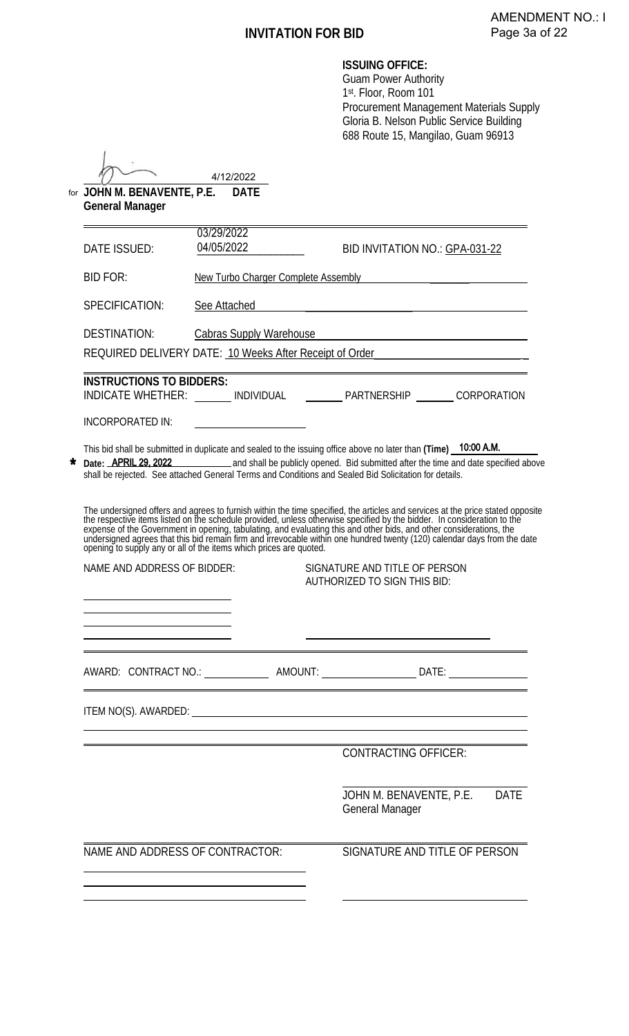AMENDMENT NO.: I

# INVITATION FOR BID

**ISSUING OFFICE:**
Guam Power Authority
1st. Floor, Room 101
Procurement Management Materials Supply
Gloria B. Nelson Public Service Building
688 Route 15, Mangilao, Guam 96913

4/12/2022

for **JOHN M. BENAVENTE, P.E.** **DATE**
**General Manager**

| | | |
|---|---|---|
| DATE ISSUED: | ~~03/29/2022~~ 04/05/2022 | BID INVITATION NO.: GPA-031-22 |
| BID FOR: | New Turbo Charger Complete Assembly | |
| SPECIFICATION: | See Attached | |
| DESTINATION: | Cabras Supply Warehouse | |

REQUIRED DELIVERY DATE: 10 Weeks After Receipt of Order

**INSTRUCTIONS TO BIDDERS:**
INDICATE WHETHER: _______ INDIVIDUAL _______ PARTNERSHIP _______ CORPORATION

INCORPORATED IN: ____________________

This bid shall be submitted in duplicate and sealed to the issuing office above no later than **(Time)** **10:00 A.M.**
\* **Date:** **APRIL 29, 2022** and shall be publicly opened. Bid submitted after the time and date specified above shall be rejected. See attached General Terms and Conditions and Sealed Bid Solicitation for details.

The undersigned offers and agrees to furnish within the time specified, the articles and services at the price stated opposite the respective items listed on the schedule provided, unless otherwise specified by the bidder. In consideration to the expense of the Government in opening, tabulating, and evaluating this and other bids, and other considerations, the undersigned agrees that this bid remain firm and irrevocable within one hundred twenty (120) calendar days from the date opening to supply any or all of the items which prices are quoted.

NAME AND ADDRESS OF BIDDER: ____________________

SIGNATURE AND TITLE OF PERSON AUTHORIZED TO SIGN THIS BID: ____________________

AWARD: CONTRACT NO.: ____________ AMOUNT: ____________ DATE: ____________

ITEM NO(S). AWARDED: ____________________

CONTRACTING OFFICER:

____________________
JOHN M. BENAVENTE, P.E. DATE
General Manager

NAME AND ADDRESS OF CONTRACTOR: ____________________

SIGNATURE AND TITLE OF PERSON ____________________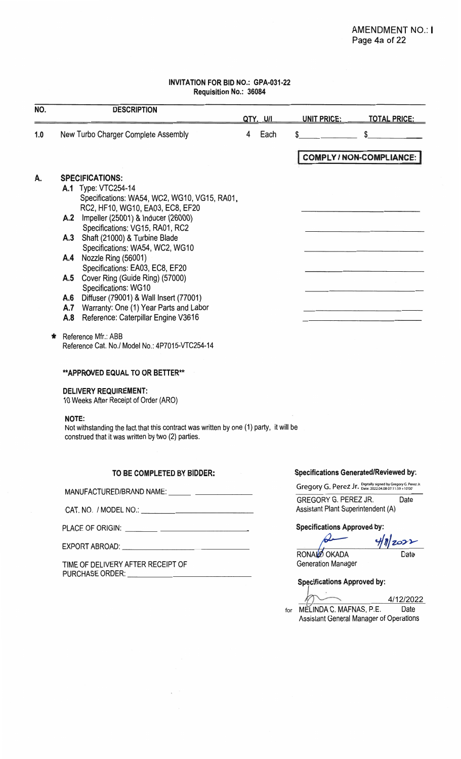AMENDMENT NO.: I
Page 4a of 22

**INVITATION FOR BID NO.: GPA-031-22**
**Requisition No.: 36084**

| NO. | DESCRIPTION | QTY. | U/I | UNIT PRICE: | TOTAL PRICE: |
|---|---|---|---|---|---|
| 1.0 | New Turbo Charger Complete Assembly | 4 | Each | $ | $ |

**COMPLY / NON-COMPLIANCE:**

**A. SPECIFICATIONS:**

- **A.1** Type: VTC254-14
  Specifications: WA54, WC2, WG10, VG15, RA01, RC2, HF10, WG10, EA03, EC8, EF20 ____________
- **A.2** Impeller (25001) & Inducer (26000)
  Specifications: VG15, RA01, RC2 ____________
- **A.3** Shaft (21000) & Turbine Blade
  Specifications: WA54, WC2, WG10 ____________
- **A.4** Nozzle Ring (56001)
  Specifications: EA03, EC8, EF20 ____________
- **A.5** Cover Ring (Guide Ring) (57000)
  Specifications: WG10 ____________
- **A.6** Diffuser (79001) & Wall Insert (77001) ____________
- **A.7** Warranty: One (1) Year Parts and Labor ____________
- **A.8** Reference: Caterpillar Engine V3616 ____________

\* Reference Mfr.: ABB
Reference Cat. No./ Model No.: 4P7015-VTC254-14

****APPROVED EQUAL TO OR BETTER****

**DELIVERY REQUIREMENT:**
10 Weeks After Receipt of Order (ARO)

**NOTE:**
Not withstanding the fact that this contract was written by one (1) party, it will be construed that it was written by two (2) parties.

**TO BE COMPLETED BY BIDDER:**

MANUFACTURED/BRAND NAME: ____________

CAT. NO. / MODEL NO.: ____________

PLACE OF ORIGIN: ____________

EXPORT ABROAD: ____________

TIME OF DELIVERY AFTER RECEIPT OF PURCHASE ORDER: ____________

**Specifications Generated/Reviewed by:**

Gregory G. Perez Jr. Digitally signed by Gregory G. Perez Jr. Date: 2022.04.08 07:11:59 +10'00'

GREGORY G. PEREZ JR. Date
Assistant Plant Superintendent (A)

**Specifications Approved by:**

4/11/2022
RONALD OKADA Date
Generation Manager

**Specifications Approved by:**

4/12/2022
for MELINDA C. MAFNAS, P.E. Date
Assistant General Manager of Operations